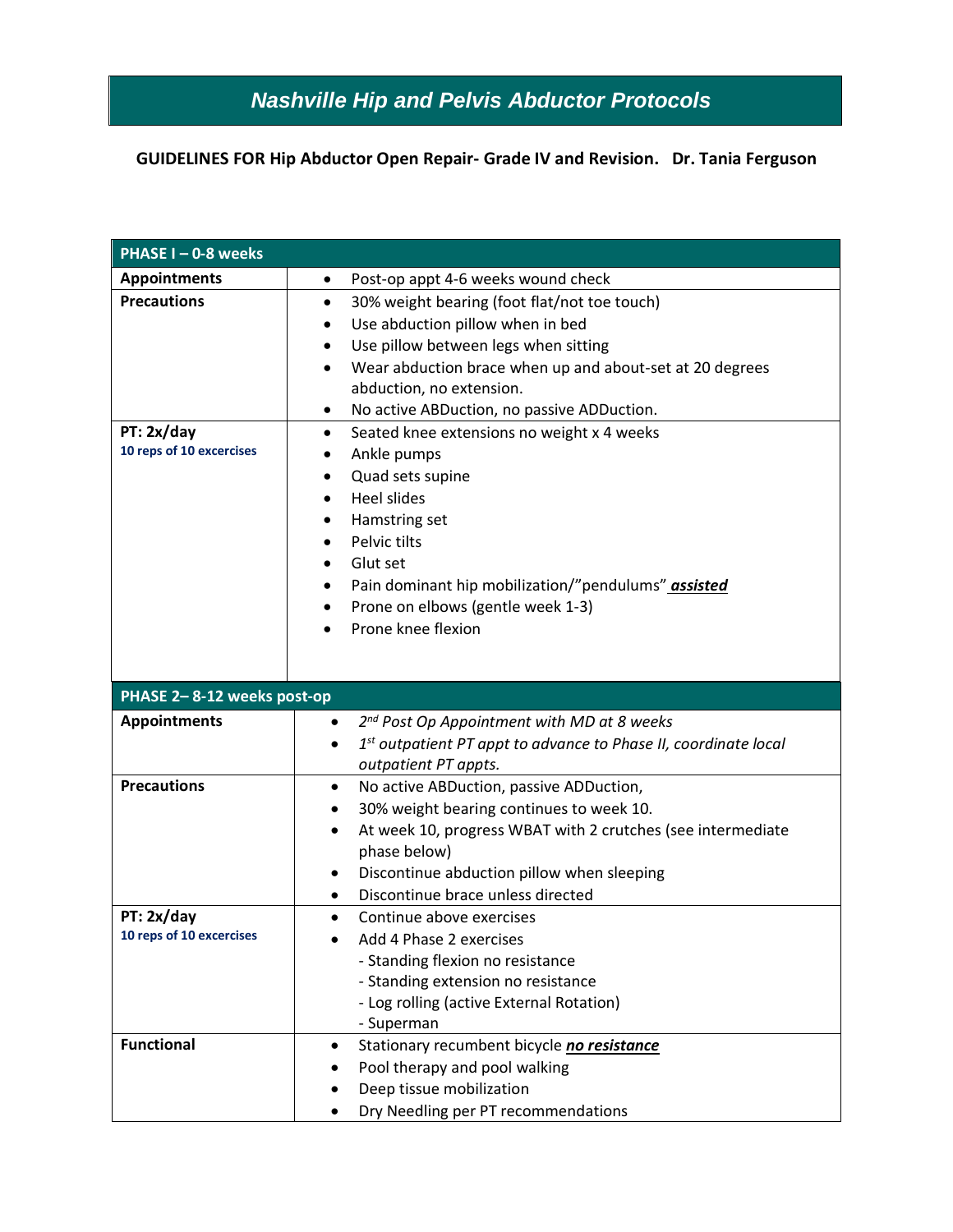# *Nashville Hip and Pelvis Abductor Protocols*

**GUIDELINES FOR Hip Abductor Open Repair- Grade IV and Revision. Dr. Tania Ferguson**

| **PHASE I – 0-8 weeks** | |
|---|---|
| **Appointments** | • Post-op appt 4-6 weeks wound check |
| **Precautions** | • 30% weight bearing (foot flat/not toe touch)<br>• Use abduction pillow when in bed<br>• Use pillow between legs when sitting<br>• Wear abduction brace when up and about-set at 20 degrees abduction, no extension.<br>• No active ABDuction, no passive ADDuction. |
| **PT: 2x/day**<br>**10 reps of 10 excercises** | • Seated knee extensions no weight x 4 weeks<br>• Ankle pumps<br>• Quad sets supine<br>• Heel slides<br>• Hamstring set<br>• Pelvic tilts<br>• Glut set<br>• Pain dominant hip mobilization/"pendulums" ***assisted***<br>• Prone on elbows (gentle week 1-3)<br>• Prone knee flexion |

| **PHASE 2– 8-12 weeks post-op** | |
|---|---|
| **Appointments** | • *2nd Post Op Appointment with MD at 8 weeks*<br>• *1st outpatient PT appt to advance to Phase II, coordinate local outpatient PT appts.* |
| **Precautions** | • No active ABDuction, passive ADDuction,<br>• 30% weight bearing continues to week 10.<br>• At week 10, progress WBAT with 2 crutches (see intermediate phase below)<br>• Discontinue abduction pillow when sleeping<br>• Discontinue brace unless directed |
| **PT: 2x/day**<br>**10 reps of 10 excercises** | • Continue above exercises<br>• Add 4 Phase 2 exercises<br>- Standing flexion no resistance<br>- Standing extension no resistance<br>- Log rolling (active External Rotation)<br>- Superman |
| **Functional** | • Stationary recumbent bicycle ***no resistance***<br>• Pool therapy and pool walking<br>• Deep tissue mobilization<br>• Dry Needling per PT recommendations |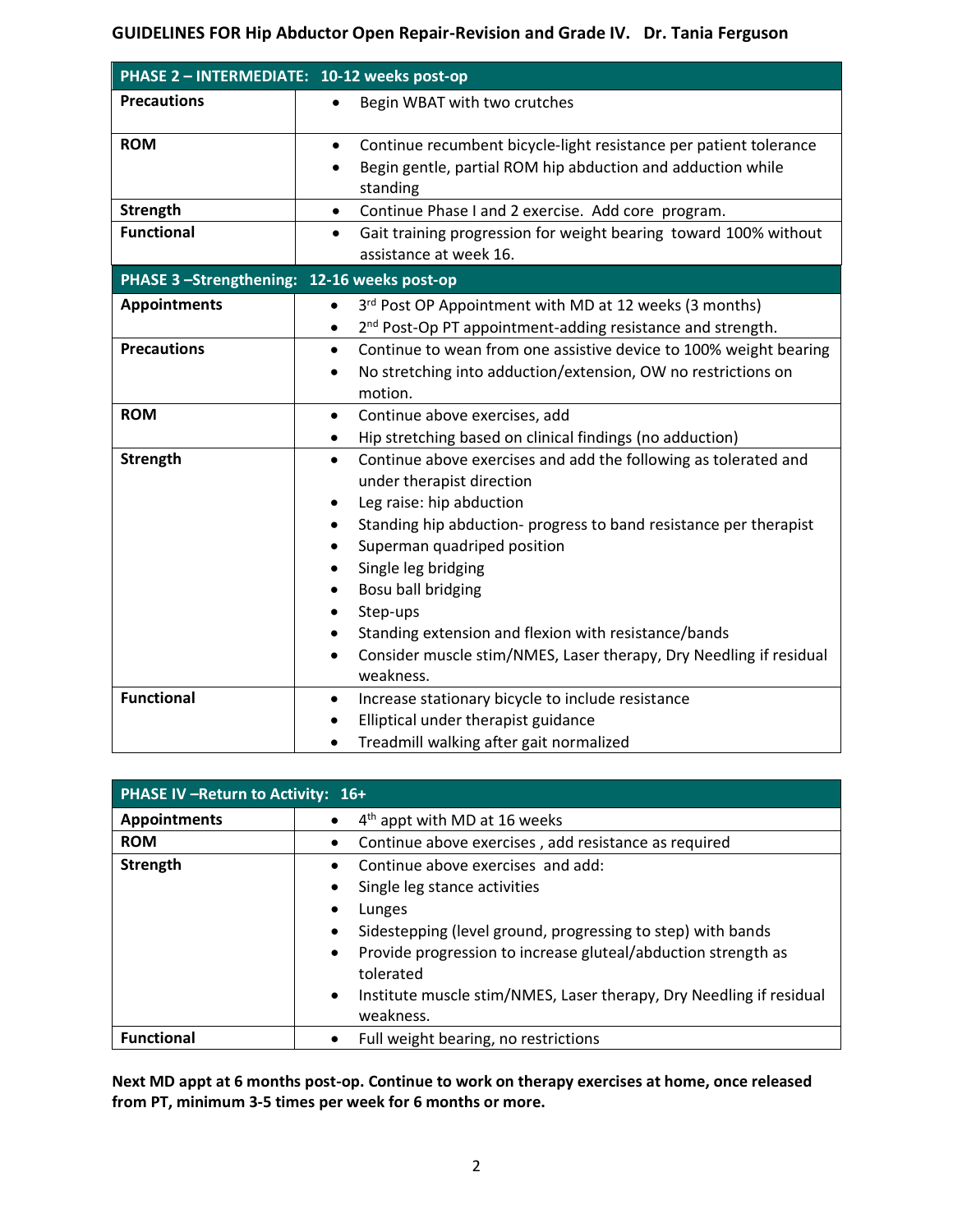**GUIDELINES FOR Hip Abductor Open Repair-Revision and Grade IV. Dr. Tania Ferguson**

| **PHASE 2 – INTERMEDIATE: 10-12 weeks post-op** | |
|---|---|
| **Precautions** | • Begin WBAT with two crutches |
| **ROM** | • Continue recumbent bicycle-light resistance per patient tolerance<br>• Begin gentle, partial ROM hip abduction and adduction while standing |
| **Strength** | • Continue Phase I and 2 exercise. Add core program. |
| **Functional** | • Gait training progression for weight bearing toward 100% without assistance at week 16. |
| **PHASE 3 –Strengthening: 12-16 weeks post-op** | |
| **Appointments** | • 3rd Post OP Appointment with MD at 12 weeks (3 months)<br>• 2nd Post-Op PT appointment-adding resistance and strength. |
| **Precautions** | • Continue to wean from one assistive device to 100% weight bearing<br>• No stretching into adduction/extension, OW no restrictions on motion. |
| **ROM** | • Continue above exercises, add<br>• Hip stretching based on clinical findings (no adduction) |
| **Strength** | • Continue above exercises and add the following as tolerated and under therapist direction<br>• Leg raise: hip abduction<br>• Standing hip abduction- progress to band resistance per therapist<br>• Superman quadriped position<br>• Single leg bridging<br>• Bosu ball bridging<br>• Step-ups<br>• Standing extension and flexion with resistance/bands<br>• Consider muscle stim/NMES, Laser therapy, Dry Needling if residual weakness. |
| **Functional** | • Increase stationary bicycle to include resistance<br>• Elliptical under therapist guidance<br>• Treadmill walking after gait normalized |

| **PHASE IV –Return to Activity: 16+** | |
|---|---|
| **Appointments** | • 4th appt with MD at 16 weeks |
| **ROM** | • Continue above exercises , add resistance as required |
| **Strength** | • Continue above exercises and add:<br>• Single leg stance activities<br>• Lunges<br>• Sidestepping (level ground, progressing to step) with bands<br>• Provide progression to increase gluteal/abduction strength as tolerated<br>• Institute muscle stim/NMES, Laser therapy, Dry Needling if residual weakness. |
| **Functional** | • Full weight bearing, no restrictions |

**Next MD appt at 6 months post-op. Continue to work on therapy exercises at home, once released from PT, minimum 3-5 times per week for 6 months or more.**